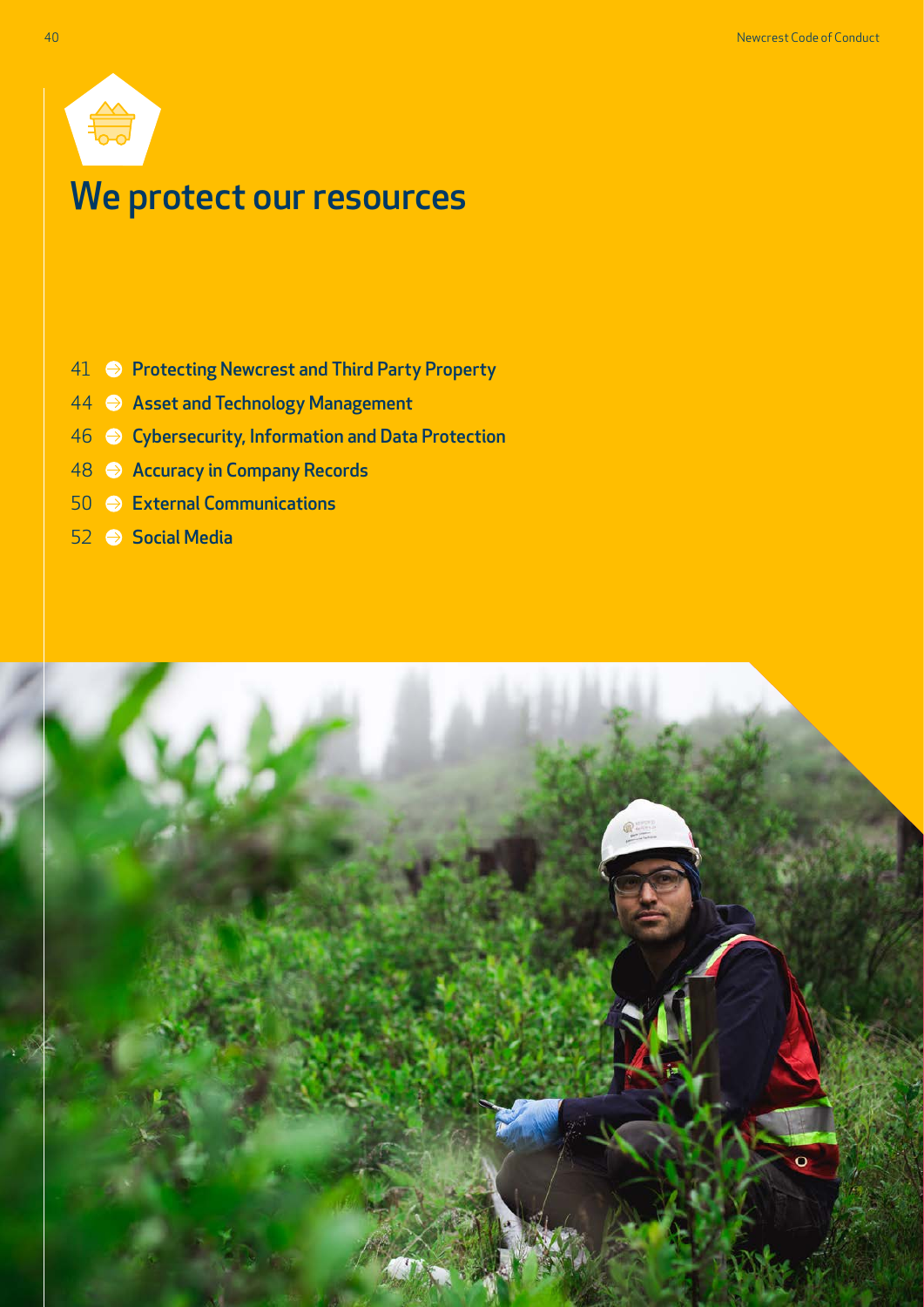# We protect our resources

- 41 Protecting Newcrest and Third Party Property
- 44 Asset and Technology Management
- 46 Cybersecurity, Information and Data Protection
- 48 Accuracy in Company Records
- 50 External Communications
- 52 Social Media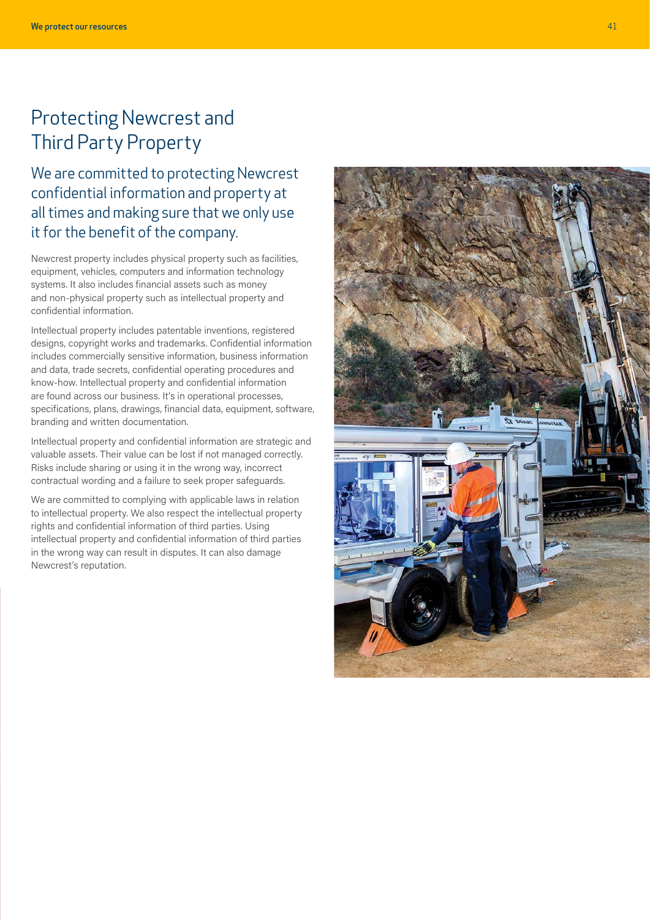# Protecting Newcrest and Third Party Property

## We are committed to protecting Newcrest confidential information and property at all times and making sure that we only use it for the benefit of the company.

Newcrest property includes physical property such as facilities, equipment, vehicles, computers and information technology systems. It also includes financial assets such as money and non-physical property such as intellectual property and confidential information.

Intellectual property includes patentable inventions, registered designs, copyright works and trademarks. Confidential information includes commercially sensitive information, business information and data, trade secrets, confidential operating procedures and know-how. Intellectual property and confidential information are found across our business. It's in operational processes, specifications, plans, drawings, financial data, equipment, software, branding and written documentation.

Intellectual property and confidential information are strategic and valuable assets. Their value can be lost if not managed correctly. Risks include sharing or using it in the wrong way, incorrect contractual wording and a failure to seek proper safeguards.

We are committed to complying with applicable laws in relation to intellectual property. We also respect the intellectual property rights and confidential information of third parties. Using intellectual property and confidential information of third parties in the wrong way can result in disputes. It can also damage Newcrest's reputation.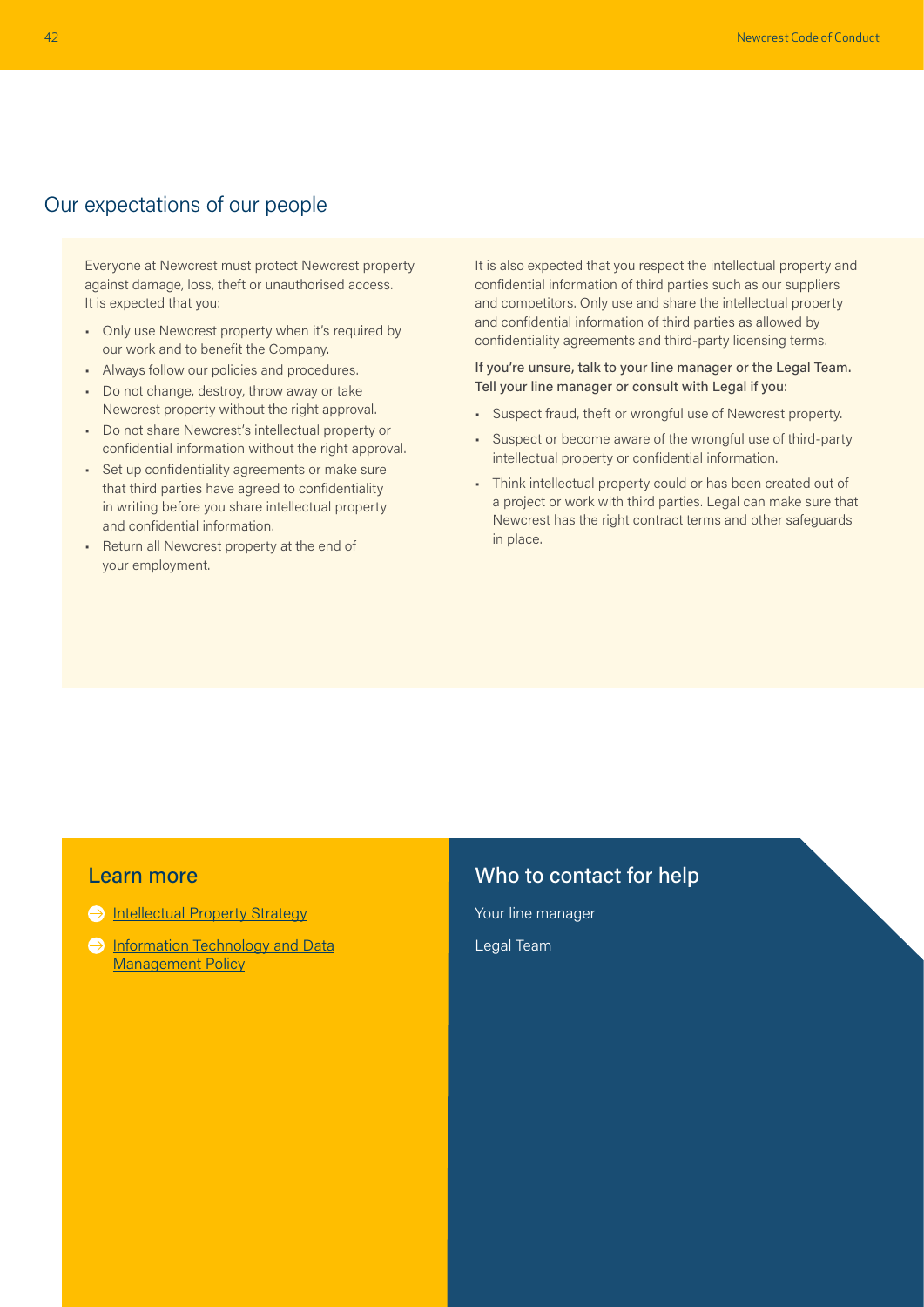## Our expectations of our people

Everyone at Newcrest must protect Newcrest property against damage, loss, theft or unauthorised access. It is expected that you:

- Only use Newcrest property when it's required by our work and to benefit the Company.
- Always follow our policies and procedures.
- Do not change, destroy, throw away or take Newcrest property without the right approval.
- Do not share Newcrest's intellectual property or confidential information without the right approval.
- Set up confidentiality agreements or make sure that third parties have agreed to confidentiality in writing before you share intellectual property and confidential information.
- Return all Newcrest property at the end of your employment.

It is also expected that you respect the intellectual property and confidential information of third parties such as our suppliers and competitors. Only use and share the intellectual property and confidential information of third parties as allowed by confidentiality agreements and third-party licensing terms.

If you're unsure, talk to your line manager or the Legal Team. Tell your line manager or consult with Legal if you:

- Suspect fraud, theft or wrongful use of Newcrest property.
- Suspect or become aware of the wrongful use of third-party intellectual property or confidential information.
- Think intellectual property could or has been created out of a project or work with third parties. Legal can make sure that Newcrest has the right contract terms and other safeguards in place.

## Learn more

- Intellectual Property Strategy
- Information Technology and Data Management Policy

## Who to contact for help

Your line manager

Legal Team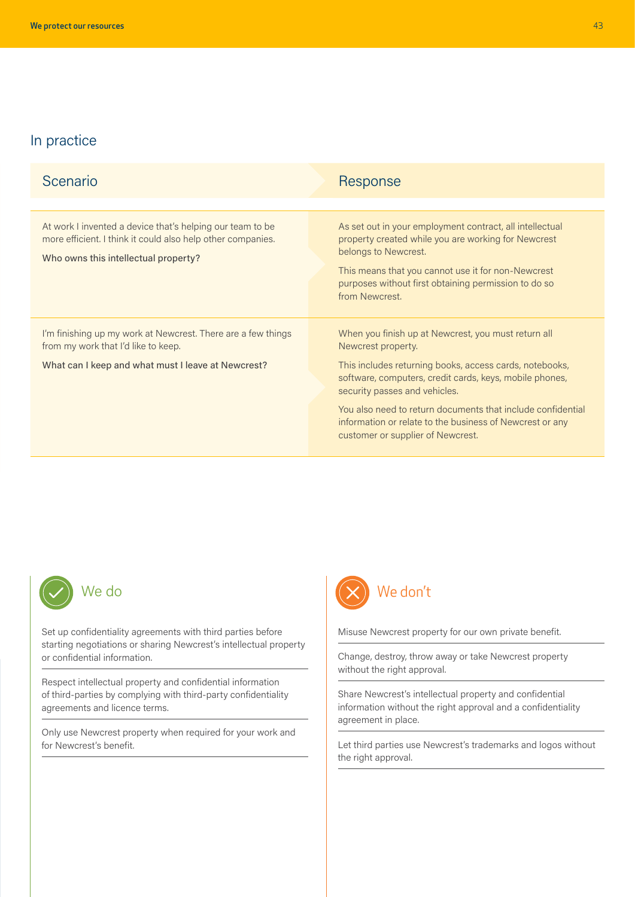## In practice

| Scenario | Response |
|---|---|
| At work I invented a device that's helping our team to be more efficient. I think it could also help other companies.<br><br>Who owns this intellectual property? | As set out in your employment contract, all intellectual property created while you are working for Newcrest belongs to Newcrest.<br><br>This means that you cannot use it for non-Newcrest purposes without first obtaining permission to do so from Newcrest. |
| I'm finishing up my work at Newcrest. There are a few things from my work that I'd like to keep.<br><br>What can I keep and what must I leave at Newcrest? | When you finish up at Newcrest, you must return all Newcrest property.<br><br>This includes returning books, access cards, notebooks, software, computers, credit cards, keys, mobile phones, security passes and vehicles.<br><br>You also need to return documents that include confidential information or relate to the business of Newcrest or any customer or supplier of Newcrest. |

### We do

- Set up confidentiality agreements with third parties before starting negotiations or sharing Newcrest's intellectual property or confidential information.
- Respect intellectual property and confidential information of third-parties by complying with third-party confidentiality agreements and licence terms.
- Only use Newcrest property when required for your work and for Newcrest's benefit.

### We don't

- Misuse Newcrest property for our own private benefit.
- Change, destroy, throw away or take Newcrest property without the right approval.
- Share Newcrest's intellectual property and confidential information without the right approval and a confidentiality agreement in place.
- Let third parties use Newcrest's trademarks and logos without the right approval.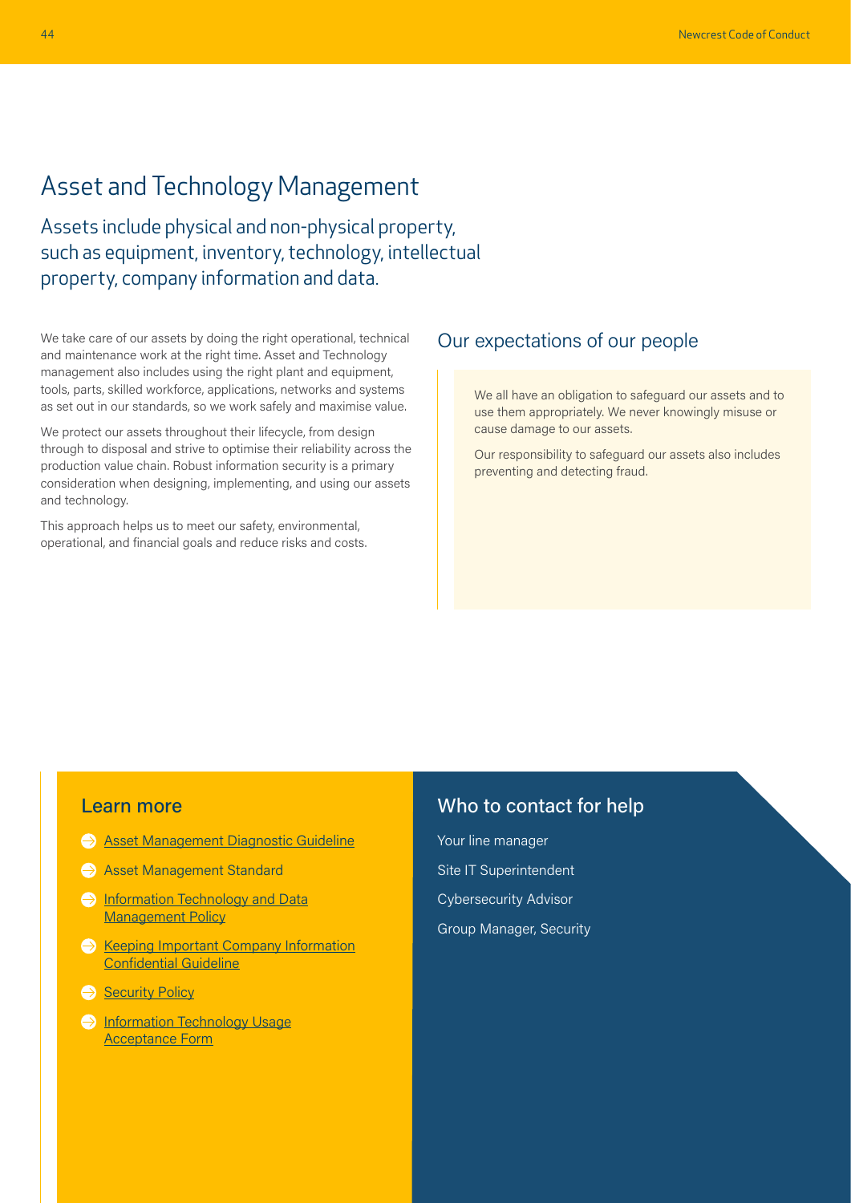# Asset and Technology Management

## Assets include physical and non-physical property, such as equipment, inventory, technology, intellectual property, company information and data.

We take care of our assets by doing the right operational, technical and maintenance work at the right time. Asset and Technology management also includes using the right plant and equipment, tools, parts, skilled workforce, applications, networks and systems as set out in our standards, so we work safely and maximise value.

We protect our assets throughout their lifecycle, from design through to disposal and strive to optimise their reliability across the production value chain. Robust information security is a primary consideration when designing, implementing, and using our assets and technology.

This approach helps us to meet our safety, environmental, operational, and financial goals and reduce risks and costs.

### Our expectations of our people

We all have an obligation to safeguard our assets and to use them appropriately. We never knowingly misuse or cause damage to our assets.

Our responsibility to safeguard our assets also includes preventing and detecting fraud.

### Learn more

- Asset Management Diagnostic Guideline
- Asset Management Standard
- Information Technology and Data Management Policy
- Keeping Important Company Information Confidential Guideline
- Security Policy
- Information Technology Usage Acceptance Form

### Who to contact for help

Your line manager

Site IT Superintendent

Cybersecurity Advisor

Group Manager, Security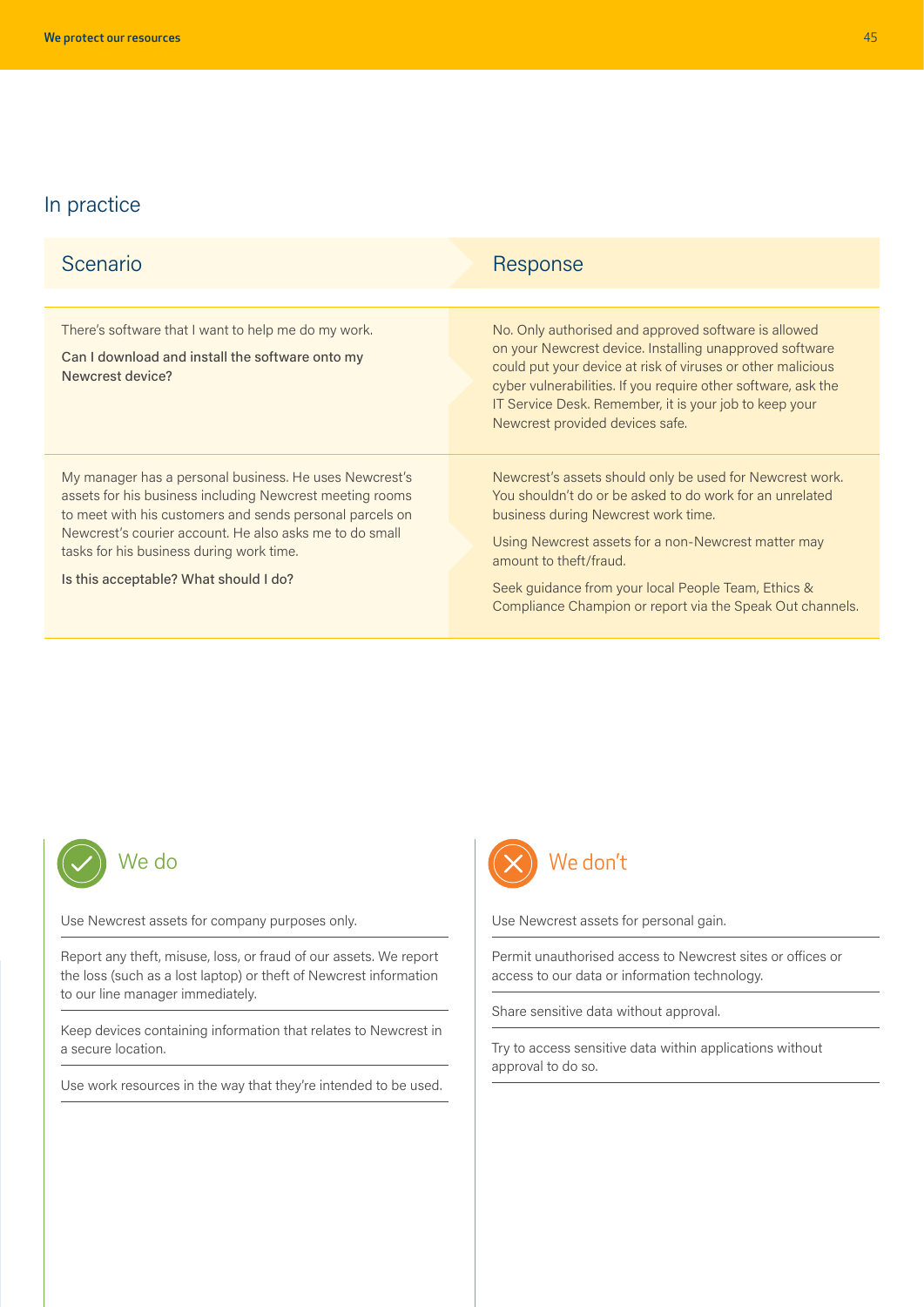## In practice

| Scenario | Response |
|---|---|
| There's software that I want to help me do my work.<br><br>Can I download and install the software onto my Newcrest device? | No. Only authorised and approved software is allowed on your Newcrest device. Installing unapproved software could put your device at risk of viruses or other malicious cyber vulnerabilities. If you require other software, ask the IT Service Desk. Remember, it is your job to keep your Newcrest provided devices safe. |
| My manager has a personal business. He uses Newcrest's assets for his business including Newcrest meeting rooms to meet with his customers and sends personal parcels on Newcrest's courier account. He also asks me to do small tasks for his business during work time.<br><br>Is this acceptable? What should I do? | Newcrest's assets should only be used for Newcrest work. You shouldn't do or be asked to do work for an unrelated business during Newcrest work time.<br><br>Using Newcrest assets for a non-Newcrest matter may amount to theft/fraud.<br><br>Seek guidance from your local People Team, Ethics & Compliance Champion or report via the Speak Out channels. |

### We do

- Use Newcrest assets for company purposes only.
- Report any theft, misuse, loss, or fraud of our assets. We report the loss (such as a lost laptop) or theft of Newcrest information to our line manager immediately.
- Keep devices containing information that relates to Newcrest in a secure location.
- Use work resources in the way that they're intended to be used.

### We don't

- Use Newcrest assets for personal gain.
- Permit unauthorised access to Newcrest sites or offices or access to our data or information technology.
- Share sensitive data without approval.
- Try to access sensitive data within applications without approval to do so.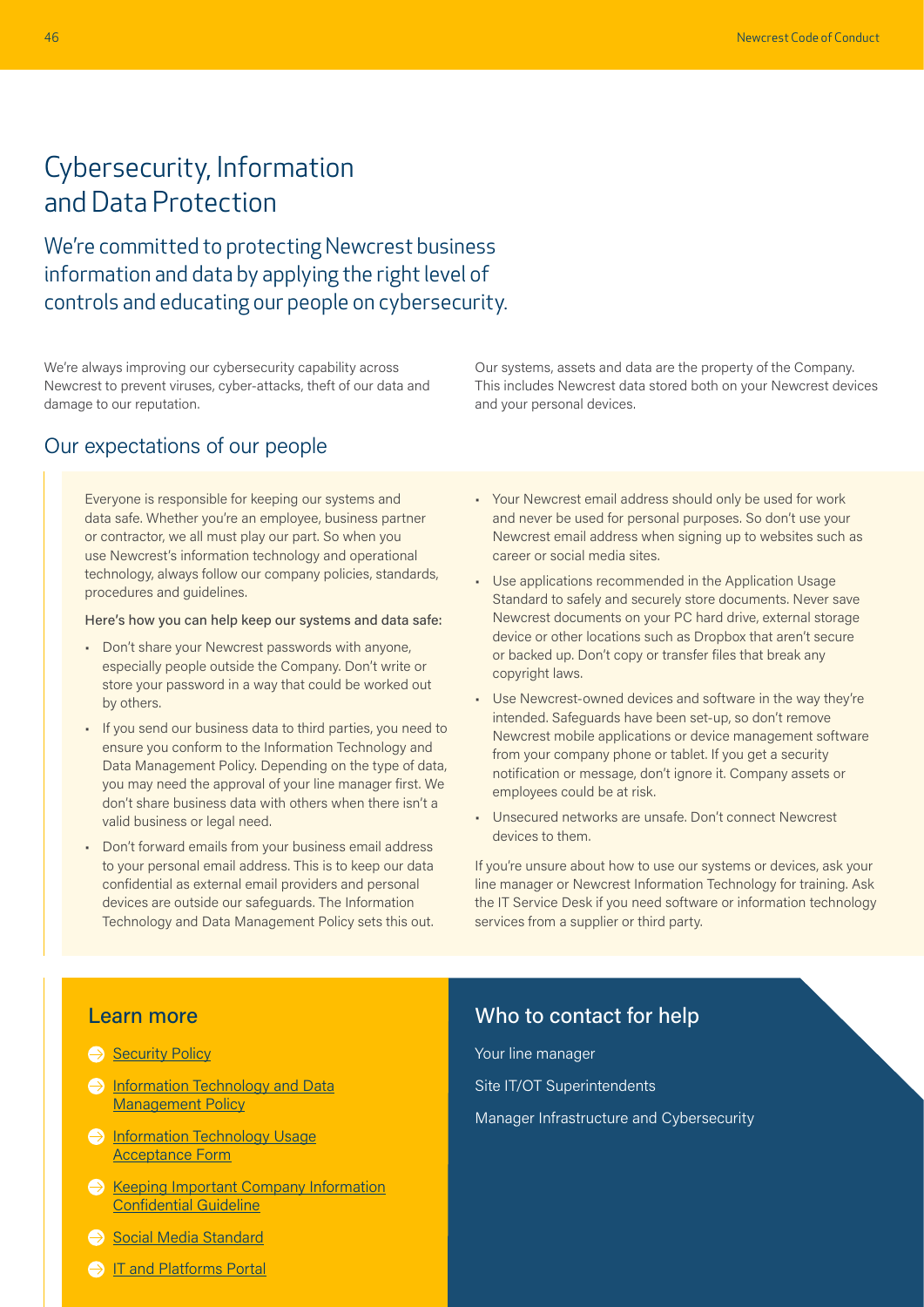# Cybersecurity, Information and Data Protection

## We're committed to protecting Newcrest business information and data by applying the right level of controls and educating our people on cybersecurity.

We're always improving our cybersecurity capability across Newcrest to prevent viruses, cyber-attacks, theft of our data and damage to our reputation.

Our systems, assets and data are the property of the Company. This includes Newcrest data stored both on your Newcrest devices and your personal devices.

### Our expectations of our people

Everyone is responsible for keeping our systems and data safe. Whether you're an employee, business partner or contractor, we all must play our part. So when you use Newcrest's information technology and operational technology, always follow our company policies, standards, procedures and guidelines.

Here's how you can help keep our systems and data safe:

- Don't share your Newcrest passwords with anyone, especially people outside the Company. Don't write or store your password in a way that could be worked out by others.
- If you send our business data to third parties, you need to ensure you conform to the Information Technology and Data Management Policy. Depending on the type of data, you may need the approval of your line manager first. We don't share business data with others when there isn't a valid business or legal need.
- Don't forward emails from your business email address to your personal email address. This is to keep our data confidential as external email providers and personal devices are outside our safeguards. The Information Technology and Data Management Policy sets this out.
- Your Newcrest email address should only be used for work and never be used for personal purposes. So don't use your Newcrest email address when signing up to websites such as career or social media sites.
- Use applications recommended in the Application Usage Standard to safely and securely store documents. Never save Newcrest documents on your PC hard drive, external storage device or other locations such as Dropbox that aren't secure or backed up. Don't copy or transfer files that break any copyright laws.
- Use Newcrest-owned devices and software in the way they're intended. Safeguards have been set-up, so don't remove Newcrest mobile applications or device management software from your company phone or tablet. If you get a security notification or message, don't ignore it. Company assets or employees could be at risk.
- Unsecured networks are unsafe. Don't connect Newcrest devices to them.

If you're unsure about how to use our systems or devices, ask your line manager or Newcrest Information Technology for training. Ask the IT Service Desk if you need software or information technology services from a supplier or third party.

### Learn more

- Security Policy
- Information Technology and Data Management Policy
- Information Technology Usage Acceptance Form
- Keeping Important Company Information Confidential Guideline
- Social Media Standard
- IT and Platforms Portal

### Who to contact for help

Your line manager

Site IT/OT Superintendents

Manager Infrastructure and Cybersecurity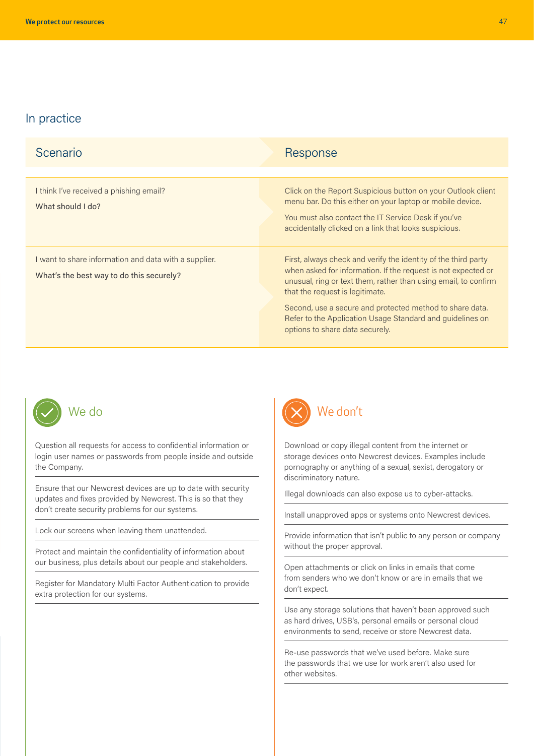## In practice

| Scenario | Response |
| --- | --- |
| I think I've received a phishing email?<br><br>What should I do? | Click on the Report Suspicious button on your Outlook client menu bar. Do this either on your laptop or mobile device.<br><br>You must also contact the IT Service Desk if you've accidentally clicked on a link that looks suspicious. |
| I want to share information and data with a supplier.<br><br>What's the best way to do this securely? | First, always check and verify the identity of the third party when asked for information. If the request is not expected or unusual, ring or text them, rather than using email, to confirm that the request is legitimate.<br><br>Second, use a secure and protected method to share data. Refer to the Application Usage Standard and guidelines on options to share data securely. |

### We do

Question all requests for access to confidential information or login user names or passwords from people inside and outside the Company.

Ensure that our Newcrest devices are up to date with security updates and fixes provided by Newcrest. This is so that they don't create security problems for our systems.

Lock our screens when leaving them unattended.

Protect and maintain the confidentiality of information about our business, plus details about our people and stakeholders.

Register for Mandatory Multi Factor Authentication to provide extra protection for our systems.

### We don't

Download or copy illegal content from the internet or storage devices onto Newcrest devices. Examples include pornography or anything of a sexual, sexist, derogatory or discriminatory nature.

Illegal downloads can also expose us to cyber-attacks.

Install unapproved apps or systems onto Newcrest devices.

Provide information that isn't public to any person or company without the proper approval.

Open attachments or click on links in emails that come from senders who we don't know or are in emails that we don't expect.

Use any storage solutions that haven't been approved such as hard drives, USB's, personal emails or personal cloud environments to send, receive or store Newcrest data.

Re-use passwords that we've used before. Make sure the passwords that we use for work aren't also used for other websites.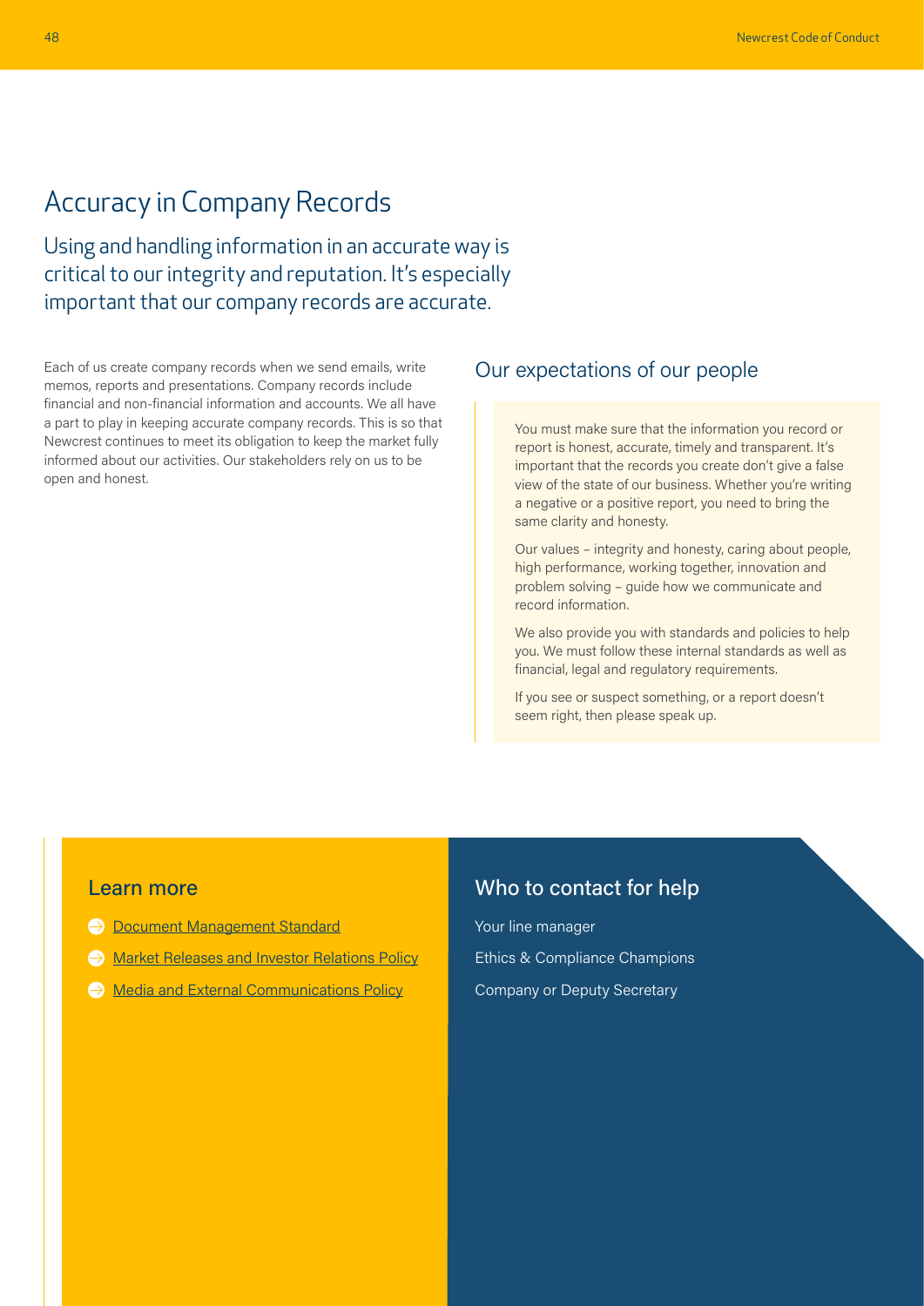# Accuracy in Company Records

Using and handling information in an accurate way is critical to our integrity and reputation. It's especially important that our company records are accurate.

Each of us create company records when we send emails, write memos, reports and presentations. Company records include financial and non-financial information and accounts. We all have a part to play in keeping accurate company records. This is so that Newcrest continues to meet its obligation to keep the market fully informed about our activities. Our stakeholders rely on us to be open and honest.

## Our expectations of our people

You must make sure that the information you record or report is honest, accurate, timely and transparent. It's important that the records you create don't give a false view of the state of our business. Whether you're writing a negative or a positive report, you need to bring the same clarity and honesty.

Our values – integrity and honesty, caring about people, high performance, working together, innovation and problem solving – guide how we communicate and record information.

We also provide you with standards and policies to help you. We must follow these internal standards as well as financial, legal and regulatory requirements.

If you see or suspect something, or a report doesn't seem right, then please speak up.

## Learn more

- Document Management Standard
- Market Releases and Investor Relations Policy
- Media and External Communications Policy

## Who to contact for help

Your line manager

Ethics & Compliance Champions

Company or Deputy Secretary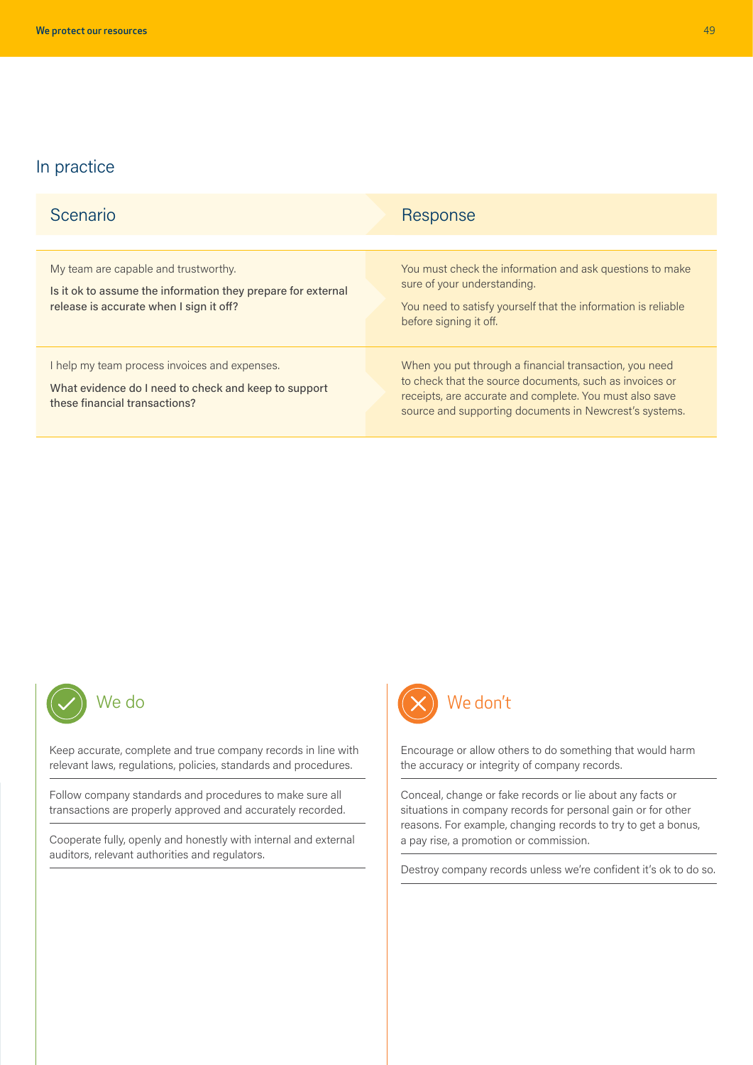## In practice

| Scenario | Response |
| --- | --- |
| My team are capable and trustworthy.<br><br>Is it ok to assume the information they prepare for external release is accurate when I sign it off? | You must check the information and ask questions to make sure of your understanding.<br><br>You need to satisfy yourself that the information is reliable before signing it off. |
| I help my team process invoices and expenses.<br><br>What evidence do I need to check and keep to support these financial transactions? | When you put through a financial transaction, you need to check that the source documents, such as invoices or receipts, are accurate and complete. You must also save source and supporting documents in Newcrest's systems. |

### We do

- Keep accurate, complete and true company records in line with relevant laws, regulations, policies, standards and procedures.
- Follow company standards and procedures to make sure all transactions are properly approved and accurately recorded.
- Cooperate fully, openly and honestly with internal and external auditors, relevant authorities and regulators.

### We don't

- Encourage or allow others to do something that would harm the accuracy or integrity of company records.
- Conceal, change or fake records or lie about any facts or situations in company records for personal gain or for other reasons. For example, changing records to try to get a bonus, a pay rise, a promotion or commission.
- Destroy company records unless we're confident it's ok to do so.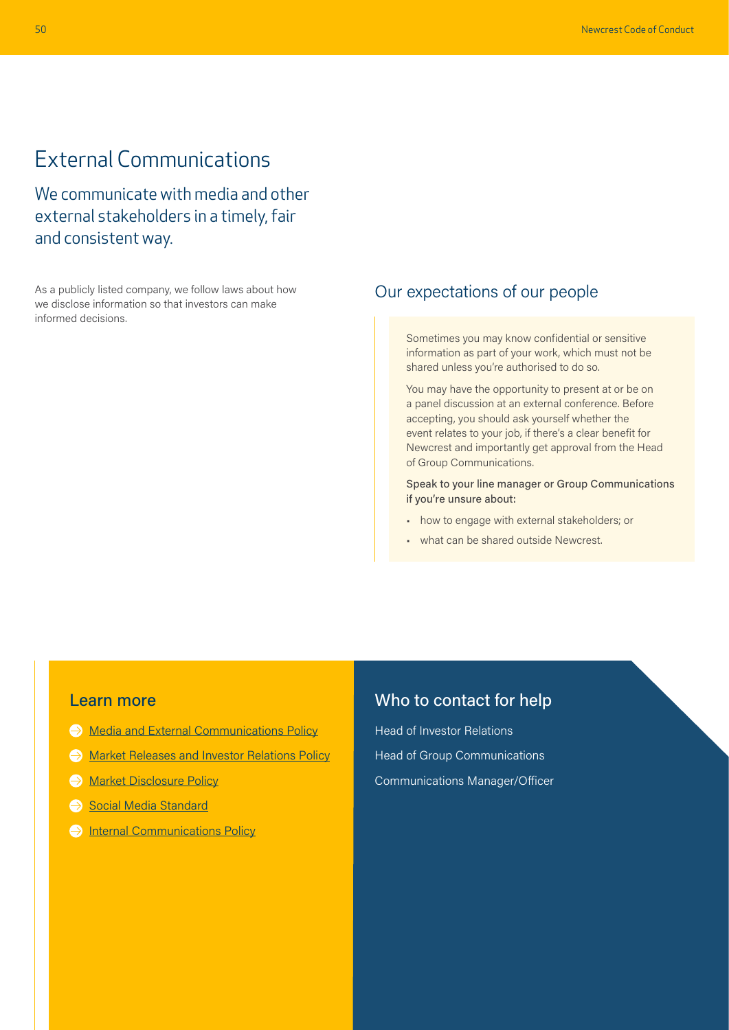# External Communications

## We communicate with media and other external stakeholders in a timely, fair and consistent way.

As a publicly listed company, we follow laws about how we disclose information so that investors can make informed decisions.

## Our expectations of our people

Sometimes you may know confidential or sensitive information as part of your work, which must not be shared unless you're authorised to do so.

You may have the opportunity to present at or be on a panel discussion at an external conference. Before accepting, you should ask yourself whether the event relates to your job, if there's a clear benefit for Newcrest and importantly get approval from the Head of Group Communications.

Speak to your line manager or Group Communications if you're unsure about:

- how to engage with external stakeholders; or
- what can be shared outside Newcrest.

## Learn more

- Media and External Communications Policy
- Market Releases and Investor Relations Policy
- Market Disclosure Policy
- Social Media Standard
- Internal Communications Policy

## Who to contact for help

Head of Investor Relations

Head of Group Communications

Communications Manager/Officer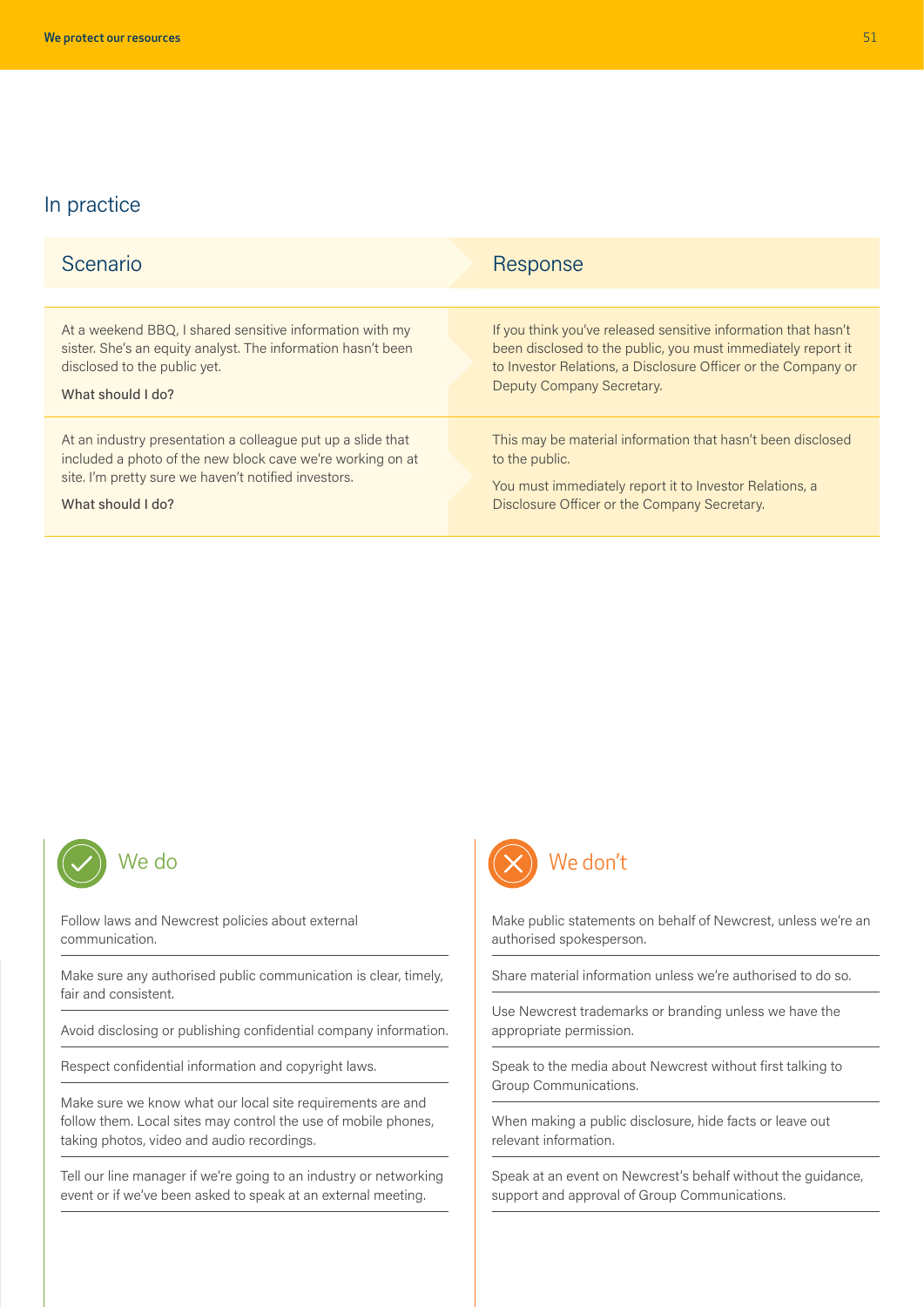## In practice

| Scenario | Response |
|---|---|
| At a weekend BBQ, I shared sensitive information with my sister. She's an equity analyst. The information hasn't been disclosed to the public yet.<br><br>What should I do? | If you think you've released sensitive information that hasn't been disclosed to the public, you must immediately report it to Investor Relations, a Disclosure Officer or the Company or Deputy Company Secretary. |
| At an industry presentation a colleague put up a slide that included a photo of the new block cave we're working on at site. I'm pretty sure we haven't notified investors.<br><br>What should I do? | This may be material information that hasn't been disclosed to the public.<br><br>You must immediately report it to Investor Relations, a Disclosure Officer or the Company Secretary. |

### We do

- Follow laws and Newcrest policies about external communication.
- Make sure any authorised public communication is clear, timely, fair and consistent.
- Avoid disclosing or publishing confidential company information.
- Respect confidential information and copyright laws.
- Make sure we know what our local site requirements are and follow them. Local sites may control the use of mobile phones, taking photos, video and audio recordings.
- Tell our line manager if we're going to an industry or networking event or if we've been asked to speak at an external meeting.

### We don't

- Make public statements on behalf of Newcrest, unless we're an authorised spokesperson.
- Share material information unless we're authorised to do so.
- Use Newcrest trademarks or branding unless we have the appropriate permission.
- Speak to the media about Newcrest without first talking to Group Communications.
- When making a public disclosure, hide facts or leave out relevant information.
- Speak at an event on Newcrest's behalf without the guidance, support and approval of Group Communications.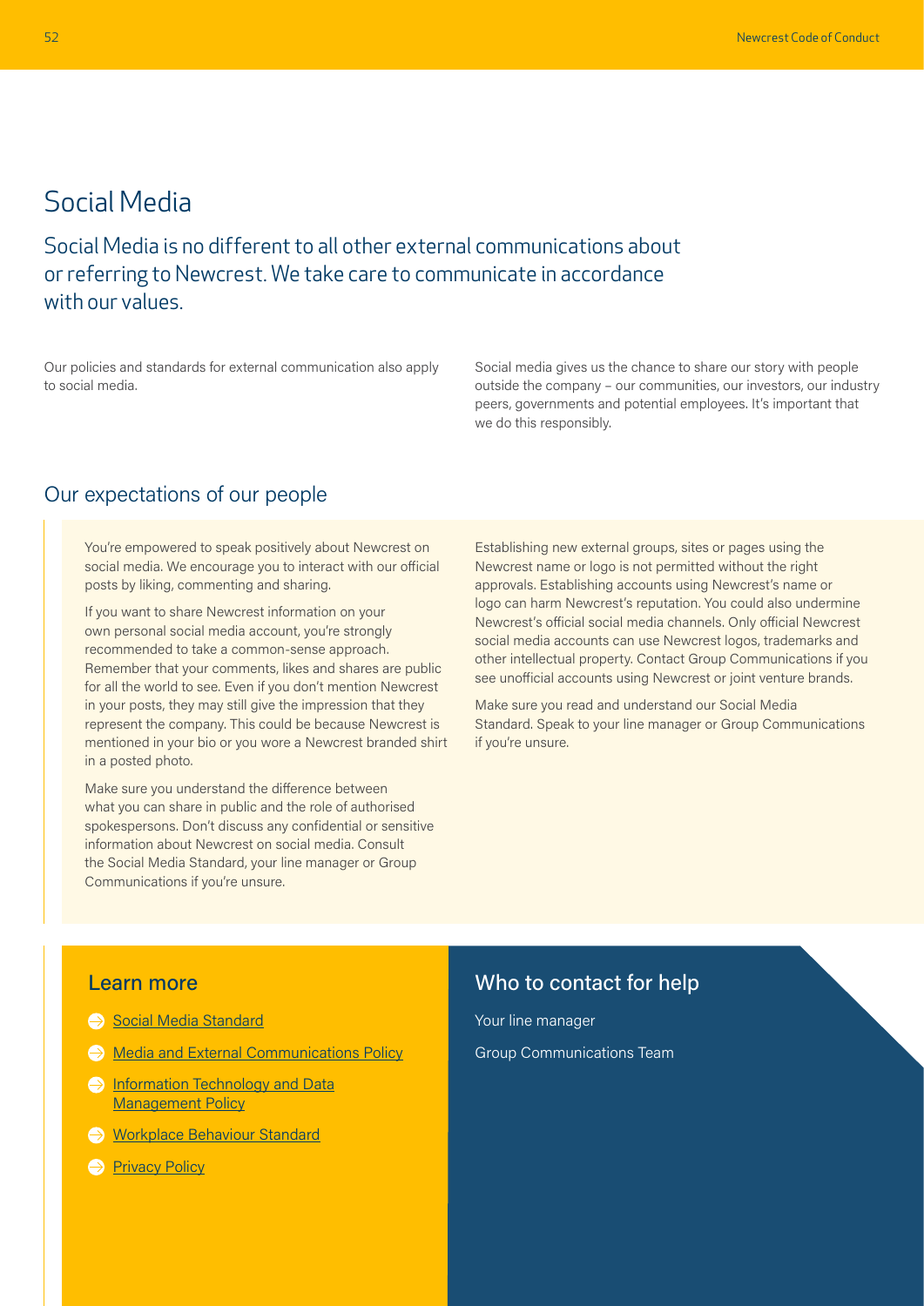# Social Media

## Social Media is no different to all other external communications about or referring to Newcrest. We take care to communicate in accordance with our values.

Our policies and standards for external communication also apply to social media.

Social media gives us the chance to share our story with people outside the company – our communities, our investors, our industry peers, governments and potential employees. It's important that we do this responsibly.

## Our expectations of our people

You're empowered to speak positively about Newcrest on social media. We encourage you to interact with our official posts by liking, commenting and sharing.

If you want to share Newcrest information on your own personal social media account, you're strongly recommended to take a common-sense approach. Remember that your comments, likes and shares are public for all the world to see. Even if you don't mention Newcrest in your posts, they may still give the impression that they represent the company. This could be because Newcrest is mentioned in your bio or you wore a Newcrest branded shirt in a posted photo.

Make sure you understand the difference between what you can share in public and the role of authorised spokespersons. Don't discuss any confidential or sensitive information about Newcrest on social media. Consult the Social Media Standard, your line manager or Group Communications if you're unsure.

Establishing new external groups, sites or pages using the Newcrest name or logo is not permitted without the right approvals. Establishing accounts using Newcrest's name or logo can harm Newcrest's reputation. You could also undermine Newcrest's official social media channels. Only official Newcrest social media accounts can use Newcrest logos, trademarks and other intellectual property. Contact Group Communications if you see unofficial accounts using Newcrest or joint venture brands.

Make sure you read and understand our Social Media Standard. Speak to your line manager or Group Communications if you're unsure.

## Learn more

- Social Media Standard
- Media and External Communications Policy
- Information Technology and Data Management Policy
- Workplace Behaviour Standard
- Privacy Policy

## Who to contact for help

Your line manager

Group Communications Team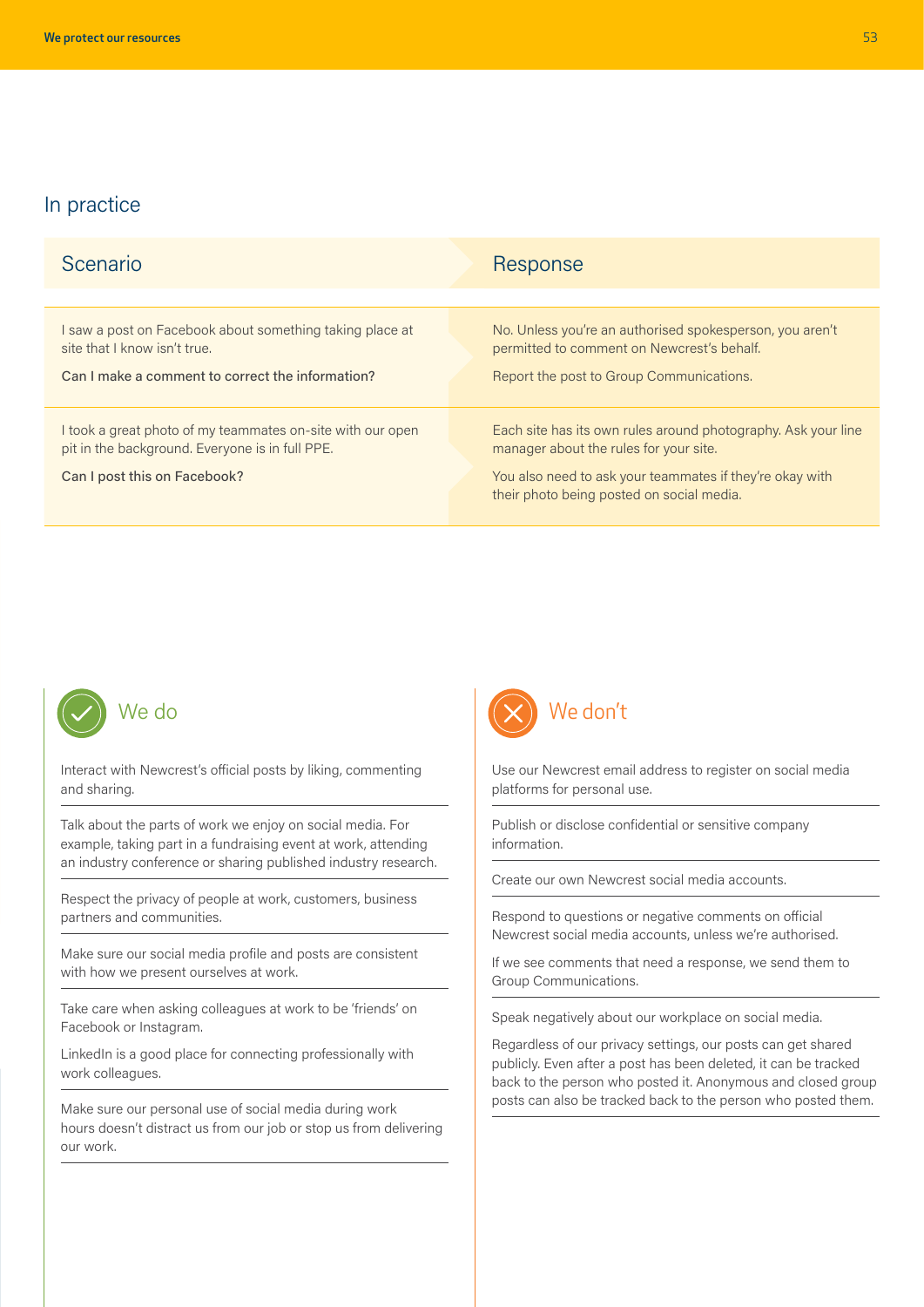## In practice

| Scenario | Response |
|---|---|
| I saw a post on Facebook about something taking place at site that I know isn't true.<br><br>Can I make a comment to correct the information? | No. Unless you're an authorised spokesperson, you aren't permitted to comment on Newcrest's behalf.<br><br>Report the post to Group Communications. |
| I took a great photo of my teammates on-site with our open pit in the background. Everyone is in full PPE.<br><br>Can I post this on Facebook? | Each site has its own rules around photography. Ask your line manager about the rules for your site.<br><br>You also need to ask your teammates if they're okay with their photo being posted on social media. |

### We do

Interact with Newcrest's official posts by liking, commenting and sharing.

Talk about the parts of work we enjoy on social media. For example, taking part in a fundraising event at work, attending an industry conference or sharing published industry research.

Respect the privacy of people at work, customers, business partners and communities.

Make sure our social media profile and posts are consistent with how we present ourselves at work.

Take care when asking colleagues at work to be 'friends' on Facebook or Instagram.

LinkedIn is a good place for connecting professionally with work colleagues.

Make sure our personal use of social media during work hours doesn't distract us from our job or stop us from delivering our work.

### We don't

Use our Newcrest email address to register on social media platforms for personal use.

Publish or disclose confidential or sensitive company information.

Create our own Newcrest social media accounts.

Respond to questions or negative comments on official Newcrest social media accounts, unless we're authorised.

If we see comments that need a response, we send them to Group Communications.

Speak negatively about our workplace on social media.

Regardless of our privacy settings, our posts can get shared publicly. Even after a post has been deleted, it can be tracked back to the person who posted it. Anonymous and closed group posts can also be tracked back to the person who posted them.